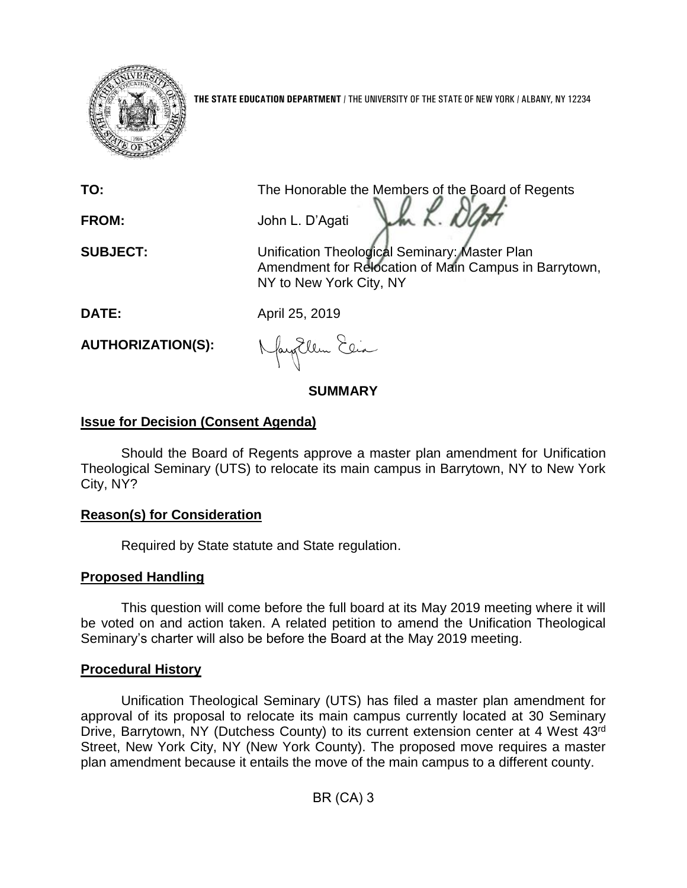THE STATE EDUCATION DEPARTMENT / THE UNIVERSITY OF THE STATE OF NEW YORK / ALBANY, NY 12234

**TO:** The Honorable the Members of the Board of Regents

**FROM:** John L. D'Agati

**SUBJECT:** Unification Theological Seminary: Master Plan Amendment for Relocation of Main Campus in Barrytown, NY to New York City, NY

**DATE:** April 25, 2019

**AUTHORIZATION(S):**

## SUMMARY

### Issue for Decision (Consent Agenda)

Should the Board of Regents approve a master plan amendment for Unification Theological Seminary (UTS) to relocate its main campus in Barrytown, NY to New York City, NY?

### Reason(s) for Consideration

Required by State statute and State regulation.

### Proposed Handling

This question will come before the full board at its May 2019 meeting where it will be voted on and action taken. A related petition to amend the Unification Theological Seminary's charter will also be before the Board at the May 2019 meeting.

### Procedural History

Unification Theological Seminary (UTS) has filed a master plan amendment for approval of its proposal to relocate its main campus currently located at 30 Seminary Drive, Barrytown, NY (Dutchess County) to its current extension center at 4 West 43rd Street, New York City, NY (New York County). The proposed move requires a master plan amendment because it entails the move of the main campus to a different county.

BR (CA) 3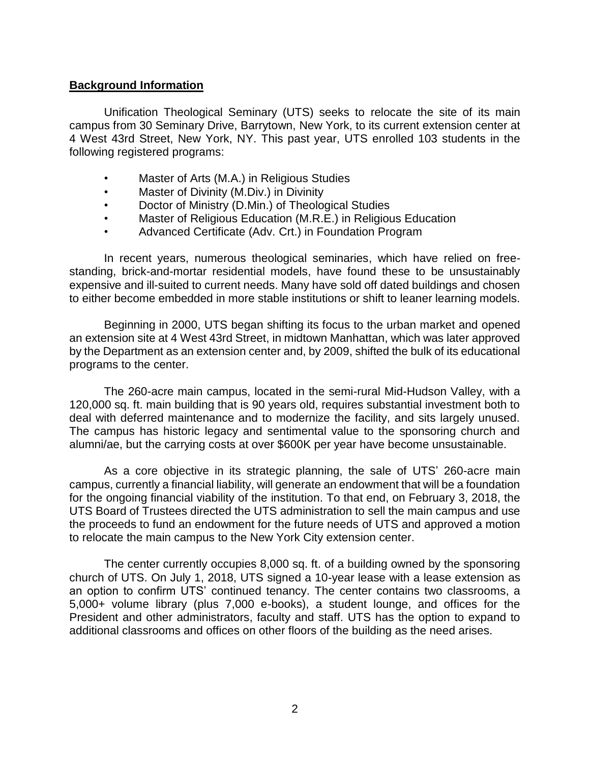**Background Information**

Unification Theological Seminary (UTS) seeks to relocate the site of its main campus from 30 Seminary Drive, Barrytown, New York, to its current extension center at 4 West 43rd Street, New York, NY. This past year, UTS enrolled 103 students in the following registered programs:

- Master of Arts (M.A.) in Religious Studies
- Master of Divinity (M.Div.) in Divinity
- Doctor of Ministry (D.Min.) of Theological Studies
- Master of Religious Education (M.R.E.) in Religious Education
- Advanced Certificate (Adv. Crt.) in Foundation Program

In recent years, numerous theological seminaries, which have relied on free-standing, brick-and-mortar residential models, have found these to be unsustainably expensive and ill-suited to current needs. Many have sold off dated buildings and chosen to either become embedded in more stable institutions or shift to leaner learning models.

Beginning in 2000, UTS began shifting its focus to the urban market and opened an extension site at 4 West 43rd Street, in midtown Manhattan, which was later approved by the Department as an extension center and, by 2009, shifted the bulk of its educational programs to the center.

The 260-acre main campus, located in the semi-rural Mid-Hudson Valley, with a 120,000 sq. ft. main building that is 90 years old, requires substantial investment both to deal with deferred maintenance and to modernize the facility, and sits largely unused. The campus has historic legacy and sentimental value to the sponsoring church and alumni/ae, but the carrying costs at over $600K per year have become unsustainable.

As a core objective in its strategic planning, the sale of UTS' 260-acre main campus, currently a financial liability, will generate an endowment that will be a foundation for the ongoing financial viability of the institution. To that end, on February 3, 2018, the UTS Board of Trustees directed the UTS administration to sell the main campus and use the proceeds to fund an endowment for the future needs of UTS and approved a motion to relocate the main campus to the New York City extension center.

The center currently occupies 8,000 sq. ft. of a building owned by the sponsoring church of UTS. On July 1, 2018, UTS signed a 10-year lease with a lease extension as an option to confirm UTS' continued tenancy. The center contains two classrooms, a 5,000+ volume library (plus 7,000 e-books), a student lounge, and offices for the President and other administrators, faculty and staff. UTS has the option to expand to additional classrooms and offices on other floors of the building as the need arises.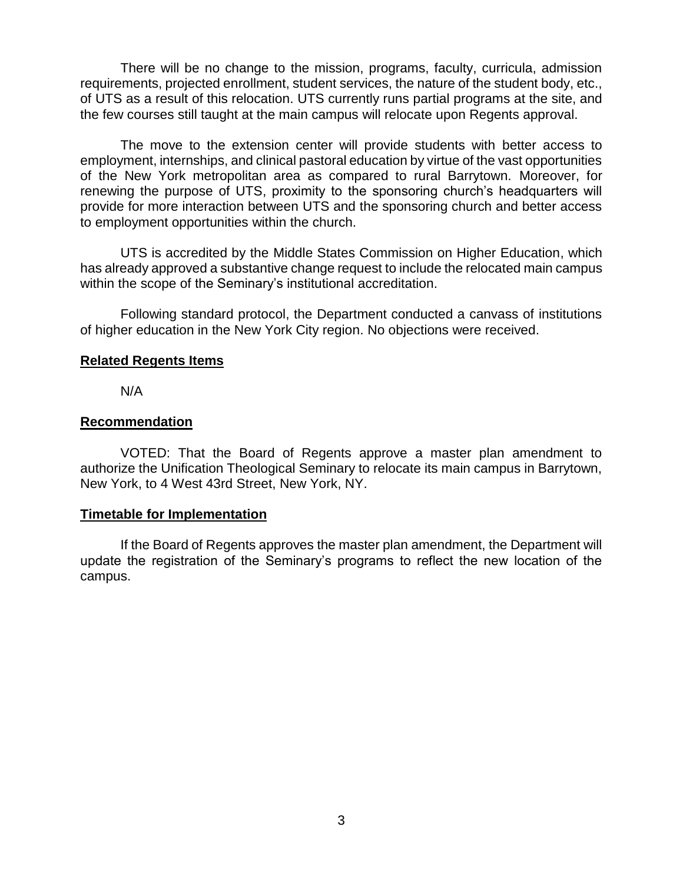There will be no change to the mission, programs, faculty, curricula, admission requirements, projected enrollment, student services, the nature of the student body, etc., of UTS as a result of this relocation. UTS currently runs partial programs at the site, and the few courses still taught at the main campus will relocate upon Regents approval.

The move to the extension center will provide students with better access to employment, internships, and clinical pastoral education by virtue of the vast opportunities of the New York metropolitan area as compared to rural Barrytown. Moreover, for renewing the purpose of UTS, proximity to the sponsoring church's headquarters will provide for more interaction between UTS and the sponsoring church and better access to employment opportunities within the church.

UTS is accredited by the Middle States Commission on Higher Education, which has already approved a substantive change request to include the relocated main campus within the scope of the Seminary's institutional accreditation.

Following standard protocol, the Department conducted a canvass of institutions of higher education in the New York City region. No objections were received.

**Related Regents Items**

N/A

**Recommendation**

VOTED: That the Board of Regents approve a master plan amendment to authorize the Unification Theological Seminary to relocate its main campus in Barrytown, New York, to 4 West 43rd Street, New York, NY.

**Timetable for Implementation**

If the Board of Regents approves the master plan amendment, the Department will update the registration of the Seminary's programs to reflect the new location of the campus.